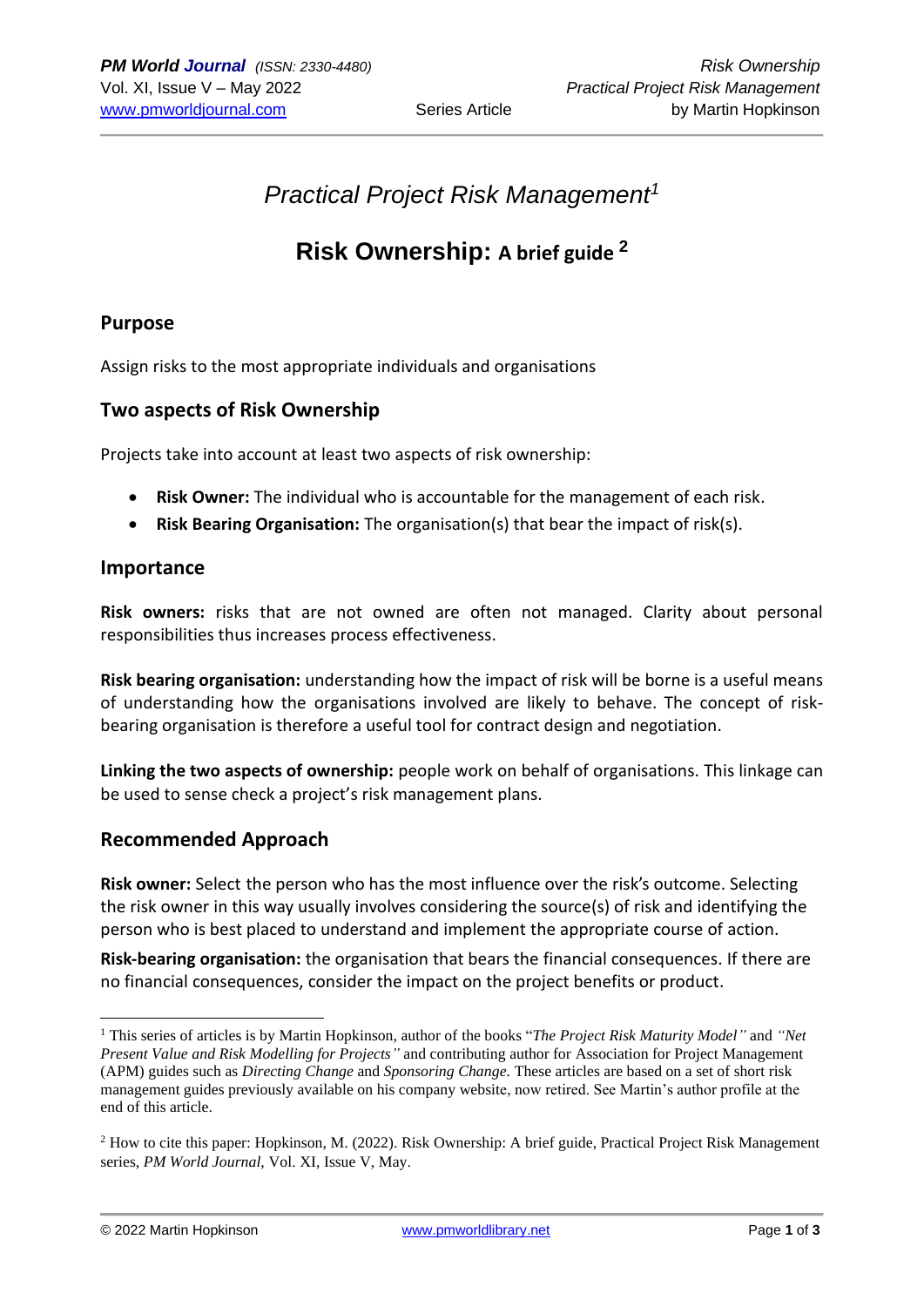# *Practical Project Risk Management*[1]

## Risk Ownership: A brief guide [2]

### Purpose

Assign risks to the most appropriate individuals and organisations

### Two aspects of Risk Ownership

Projects take into account at least two aspects of risk ownership:

- **Risk Owner:** The individual who is accountable for the management of each risk.
- **Risk Bearing Organisation:** The organisation(s) that bear the impact of risk(s).

### Importance

**Risk owners:** risks that are not owned are often not managed. Clarity about personal responsibilities thus increases process effectiveness.

**Risk bearing organisation:** understanding how the impact of risk will be borne is a useful means of understanding how the organisations involved are likely to behave. The concept of risk-bearing organisation is therefore a useful tool for contract design and negotiation.

**Linking the two aspects of ownership:** people work on behalf of organisations. This linkage can be used to sense check a project's risk management plans.

### Recommended Approach

**Risk owner:** Select the person who has the most influence over the risk's outcome. Selecting the risk owner in this way usually involves considering the source(s) of risk and identifying the person who is best placed to understand and implement the appropriate course of action.

**Risk-bearing organisation:** the organisation that bears the financial consequences. If there are no financial consequences, consider the impact on the project benefits or product.

---

[1] This series of articles is by Martin Hopkinson, author of the books "*The Project Risk Maturity Model"* and *"Net Present Value and Risk Modelling for Projects"* and contributing author for Association for Project Management (APM) guides such as *Directing Change* and *Sponsoring Change.* These articles are based on a set of short risk management guides previously available on his company website, now retired. See Martin's author profile at the end of this article.

[2] How to cite this paper: Hopkinson, M. (2022). Risk Ownership: A brief guide, Practical Project Risk Management series, *PM World Journal,* Vol. XI, Issue V, May.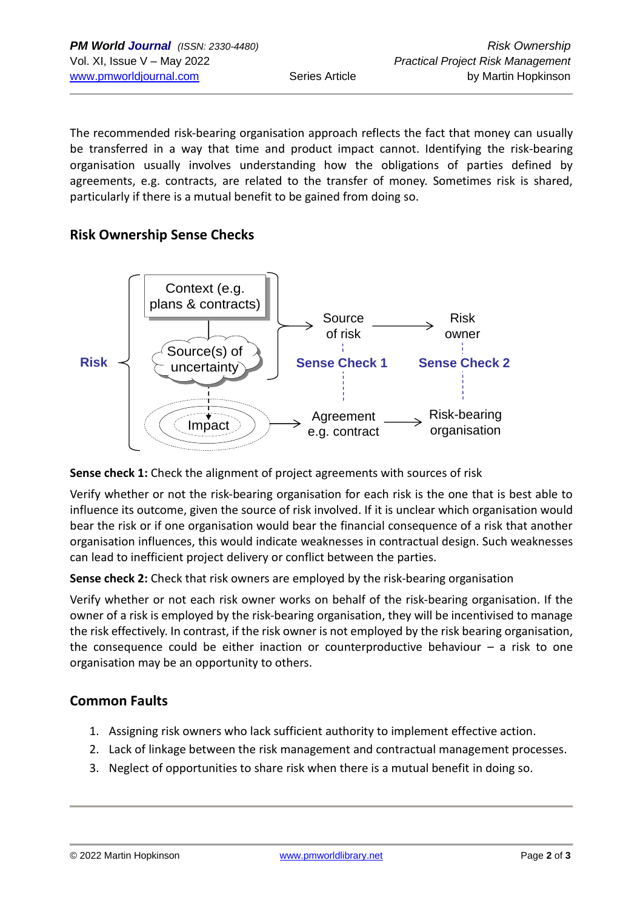The recommended risk-bearing organisation approach reflects the fact that money can usually be transferred in a way that time and product impact cannot. Identifying the risk-bearing organisation usually involves understanding how the obligations of parties defined by agreements, e.g. contracts, are related to the transfer of money. Sometimes risk is shared, particularly if there is a mutual benefit to be gained from doing so.

## Risk Ownership Sense Checks

Risk — Context (e.g. plans & contracts) — Source(s) of uncertainty — Impact

Source of risk → Risk owner

Sense Check 1 — Sense Check 2

Agreement e.g. contract → Risk-bearing organisation

**Sense check 1:** Check the alignment of project agreements with sources of risk

Verify whether or not the risk-bearing organisation for each risk is the one that is best able to influence its outcome, given the source of risk involved. If it is unclear which organisation would bear the risk or if one organisation would bear the financial consequence of a risk that another organisation influences, this would indicate weaknesses in contractual design. Such weaknesses can lead to inefficient project delivery or conflict between the parties.

**Sense check 2:** Check that risk owners are employed by the risk-bearing organisation

Verify whether or not each risk owner works on behalf of the risk-bearing organisation. If the owner of a risk is employed by the risk-bearing organisation, they will be incentivised to manage the risk effectively. In contrast, if the risk owner is not employed by the risk bearing organisation, the consequence could be either inaction or counterproductive behaviour – a risk to one organisation may be an opportunity to others.

## Common Faults

1. Assigning risk owners who lack sufficient authority to implement effective action.
2. Lack of linkage between the risk management and contractual management processes.
3. Neglect of opportunities to share risk when there is a mutual benefit in doing so.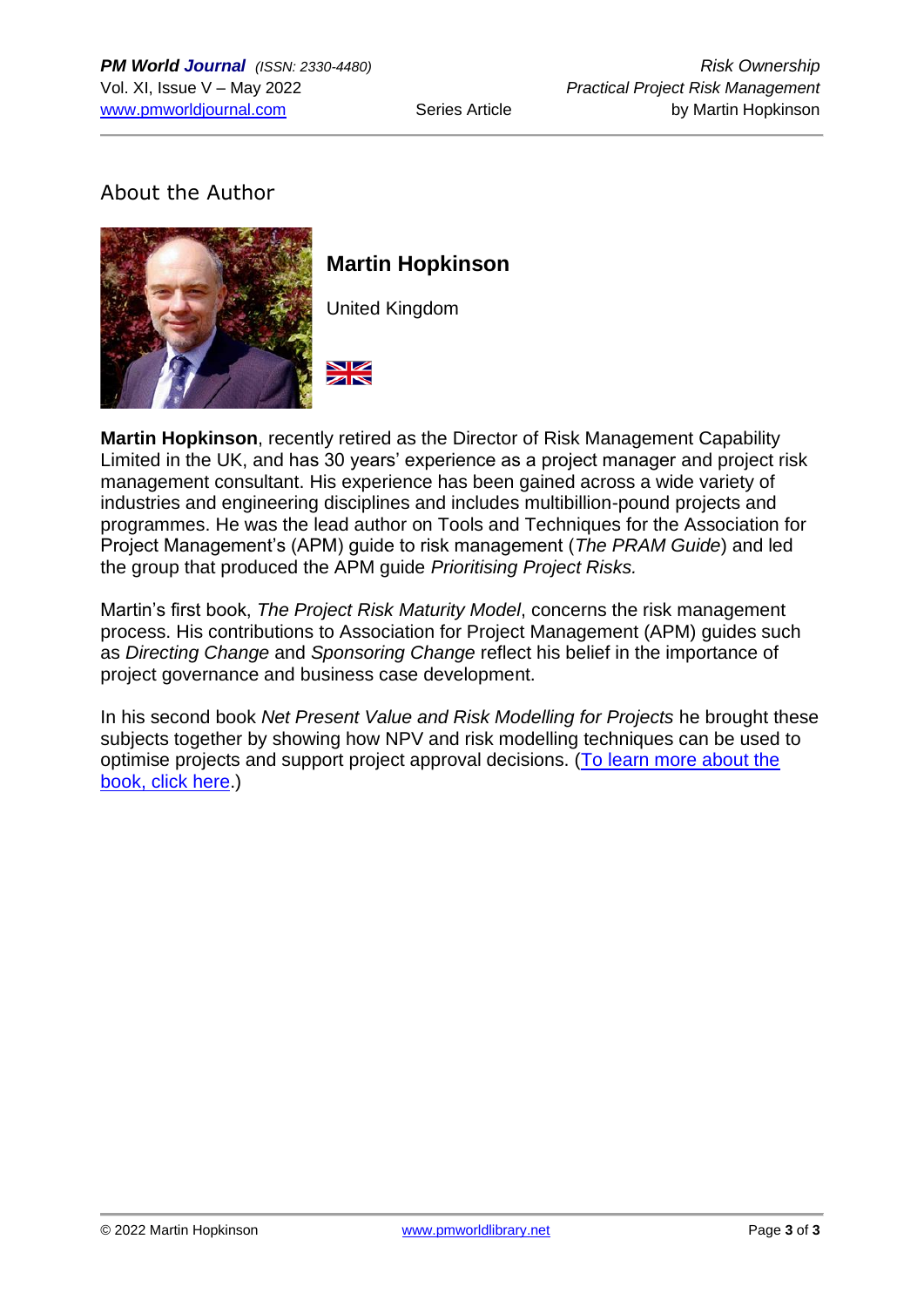## About the Author

### Martin Hopkinson

United Kingdom

**Martin Hopkinson**, recently retired as the Director of Risk Management Capability Limited in the UK, and has 30 years' experience as a project manager and project risk management consultant. His experience has been gained across a wide variety of industries and engineering disciplines and includes multibillion-pound projects and programmes. He was the lead author on Tools and Techniques for the Association for Project Management's (APM) guide to risk management (*The PRAM Guide*) and led the group that produced the APM guide *Prioritising Project Risks.*

Martin's first book, *The Project Risk Maturity Model*, concerns the risk management process. His contributions to Association for Project Management (APM) guides such as *Directing Change* and *Sponsoring Change* reflect his belief in the importance of project governance and business case development.

In his second book *Net Present Value and Risk Modelling for Projects* he brought these subjects together by showing how NPV and risk modelling techniques can be used to optimise projects and support project approval decisions. (To learn more about the book, click here.)